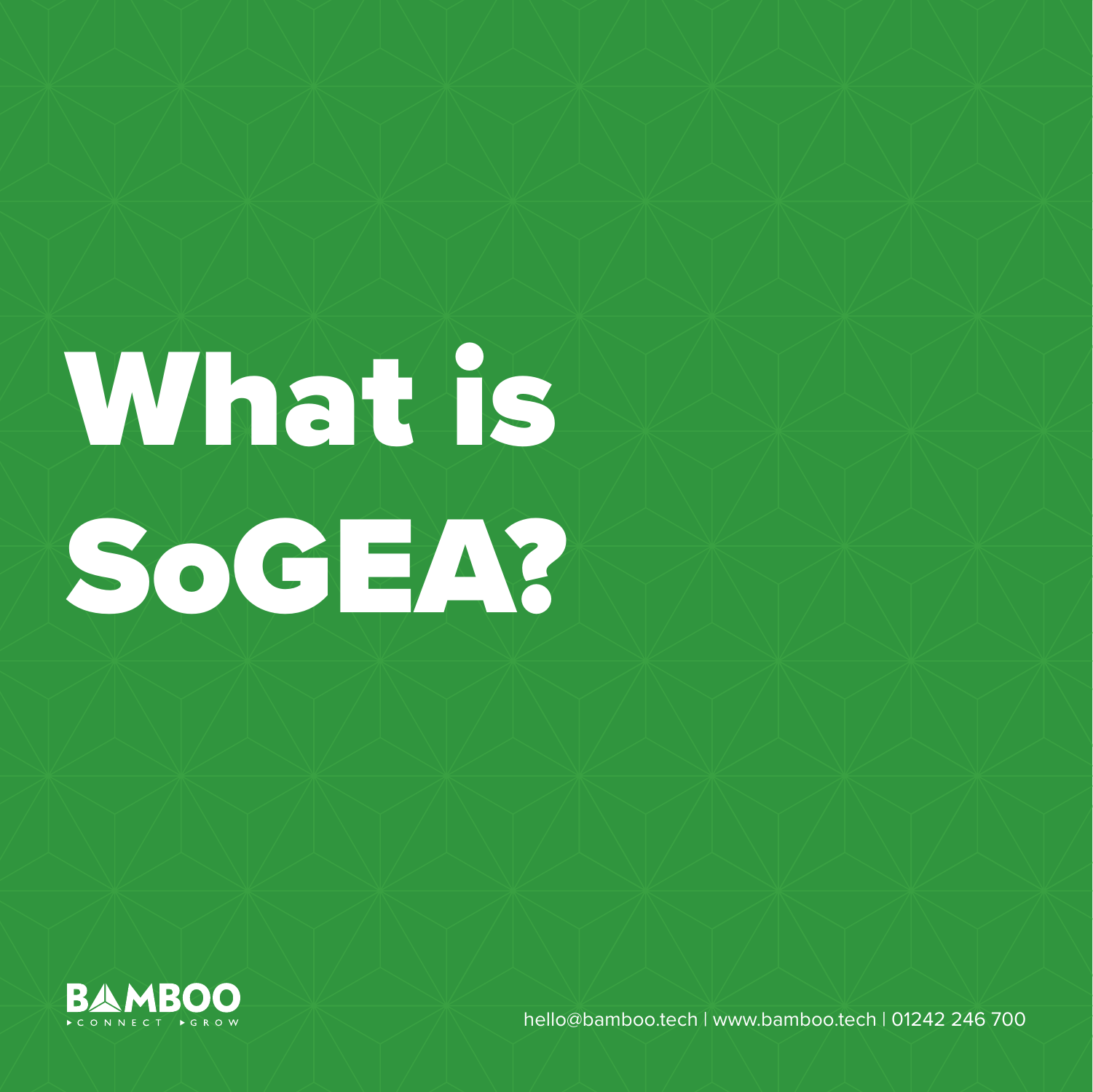# What is SoGEA?

BAMBOO
CONNECT GROW

hello@bamboo.tech | www.bamboo.tech | 01242 246 700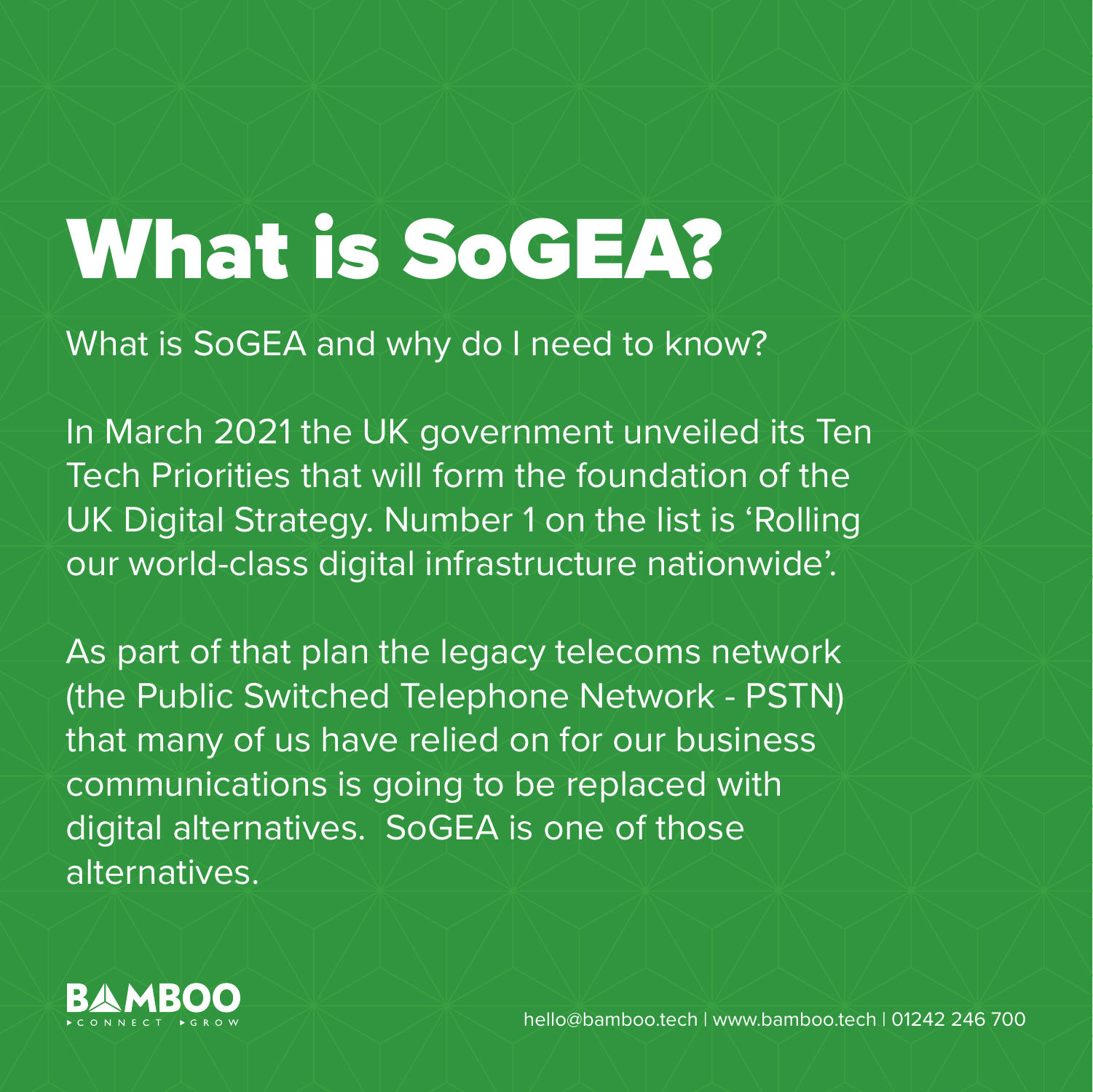# What is SoGEA?

What is SoGEA and why do I need to know?

In March 2021 the UK government unveiled its Ten Tech Priorities that will form the foundation of the UK Digital Strategy. Number 1 on the list is 'Rolling our world-class digital infrastructure nationwide'.

As part of that plan the legacy telecoms network (the Public Switched Telephone Network - PSTN) that many of us have relied on for our business communications is going to be replaced with digital alternatives. SoGEA is one of those alternatives.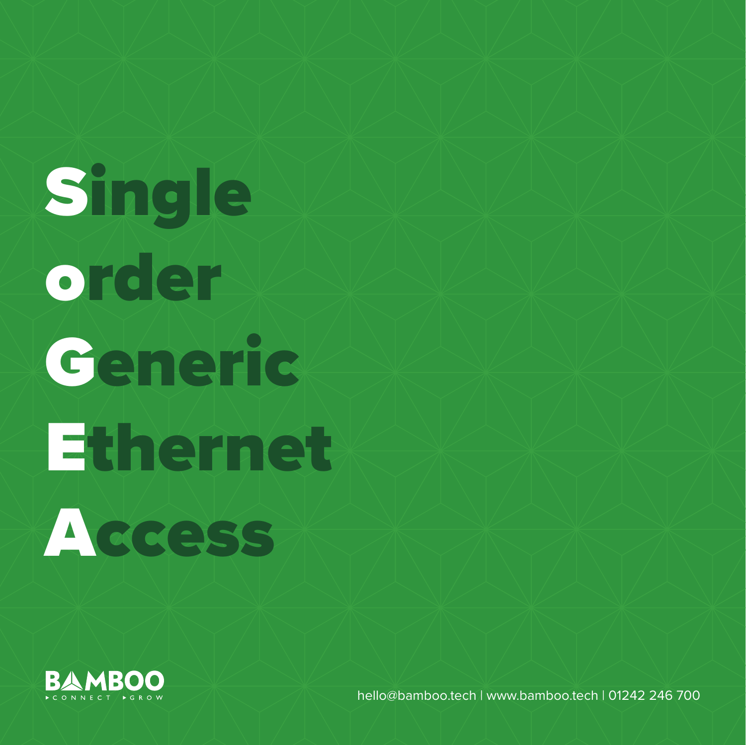# **S**ingle
# **o**rder
# **G**eneric
# **E**thernet
# **A**ccess

BAMBOO
CONNECT GROW

hello@bamboo.tech | www.bamboo.tech | 01242 246 700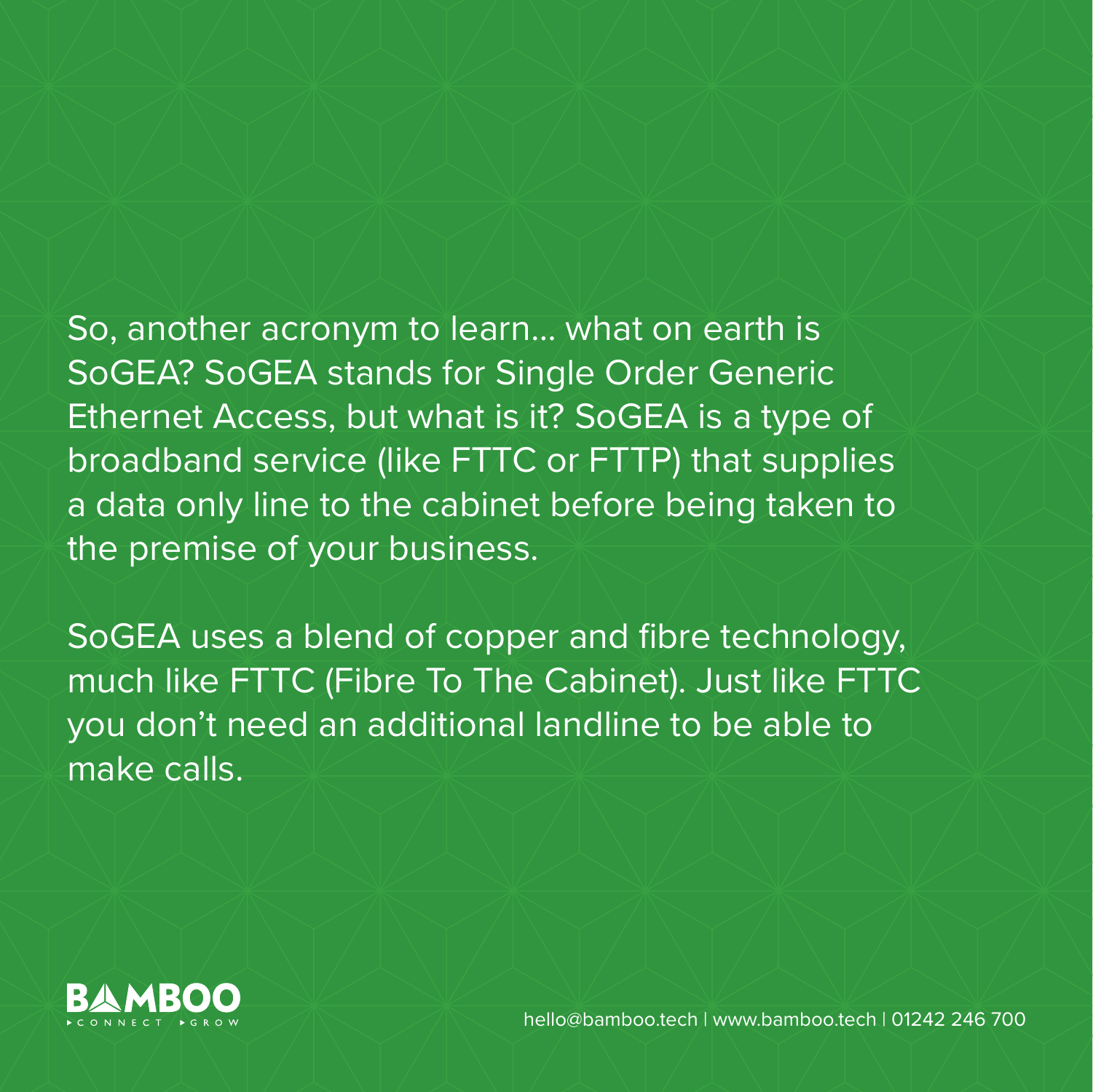So, another acronym to learn... what on earth is SoGEA? SoGEA stands for Single Order Generic Ethernet Access, but what is it? SoGEA is a type of broadband service (like FTTC or FTTP) that supplies a data only line to the cabinet before being taken to the premise of your business.

SoGEA uses a blend of copper and fibre technology, much like FTTC (Fibre To The Cabinet). Just like FTTC you don't need an additional landline to be able to make calls.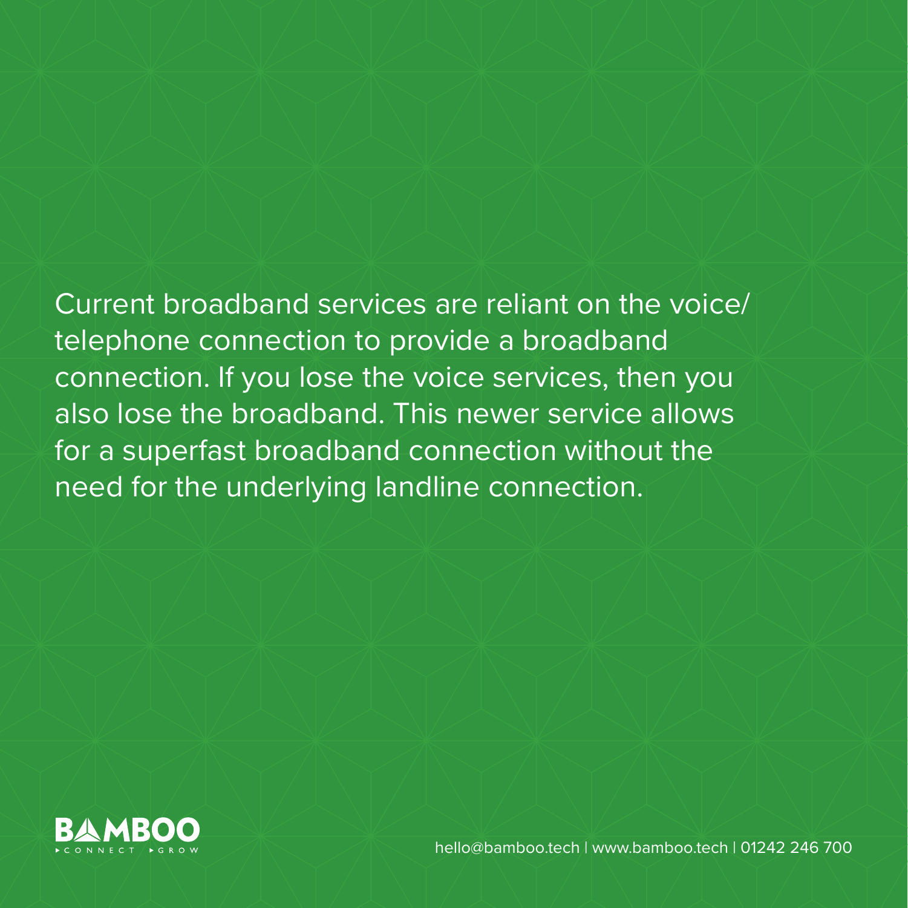Current broadband services are reliant on the voice/telephone connection to provide a broadband connection. If you lose the voice services, then you also lose the broadband. This newer service allows for a superfast broadband connection without the need for the underlying landline connection.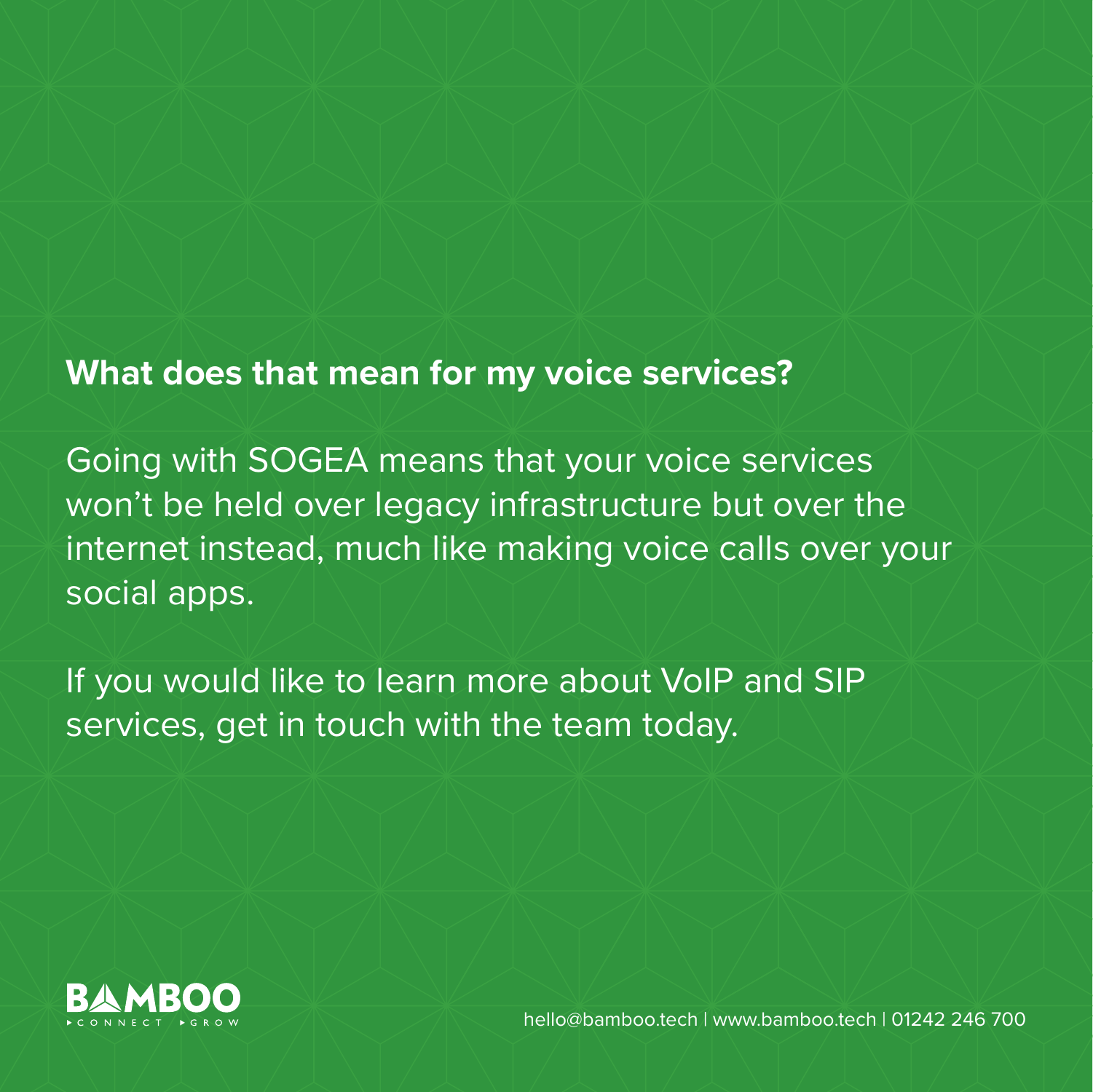**What does that mean for my voice services?**

Going with SOGEA means that your voice services won't be held over legacy infrastructure but over the internet instead, much like making voice calls over your social apps.

If you would like to learn more about VoIP and SIP services, get in touch with the team today.

BAMBOO
CONNECT GROW

hello@bamboo.tech | www.bamboo.tech | 01242 246 700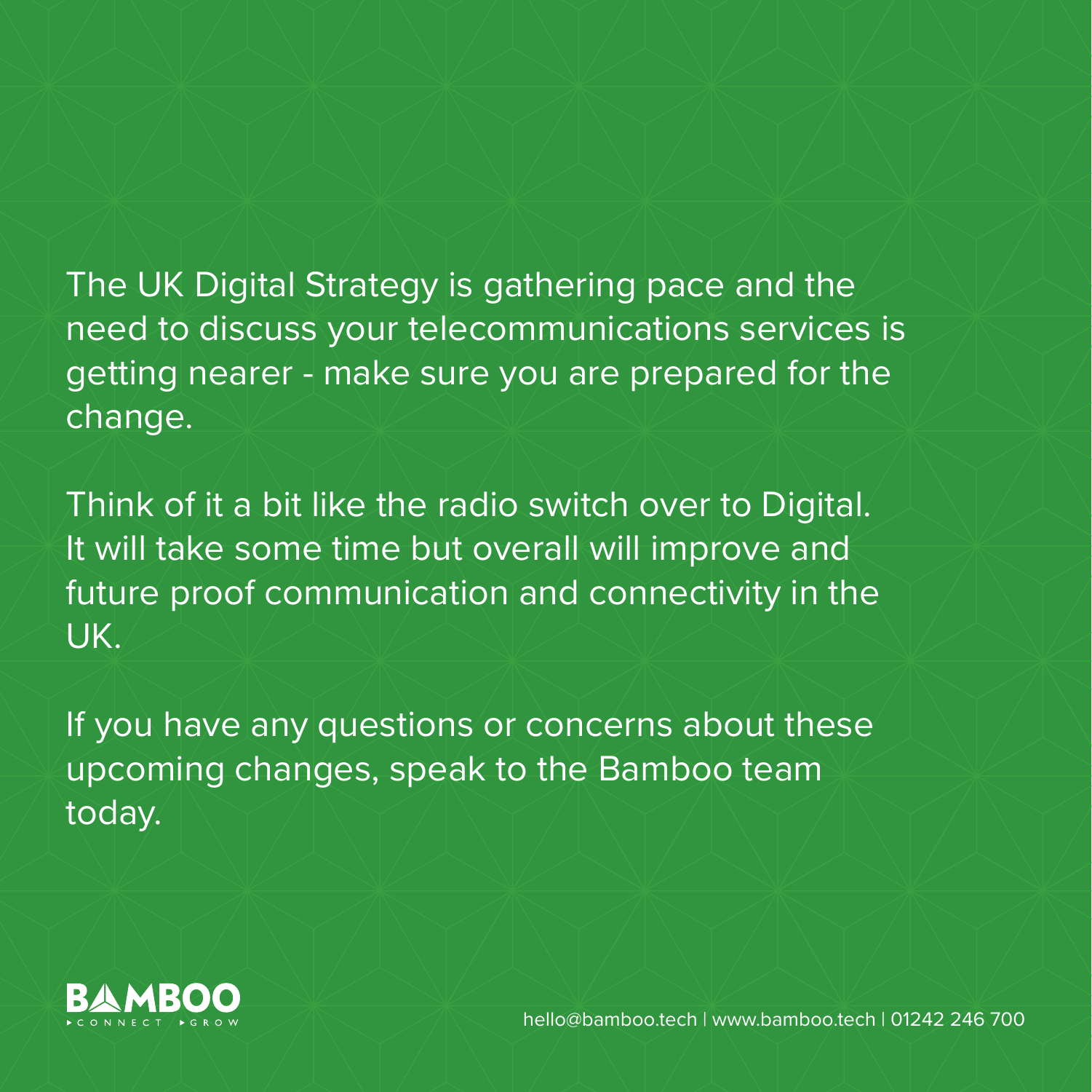The UK Digital Strategy is gathering pace and the need to discuss your telecommunications services is getting nearer - make sure you are prepared for the change.

Think of it a bit like the radio switch over to Digital. It will take some time but overall will improve and future proof communication and connectivity in the UK.

If you have any questions or concerns about these upcoming changes, speak to the Bamboo team today.

BAMBOO
CONNECT GROW

hello@bamboo.tech | www.bamboo.tech | 01242 246 700